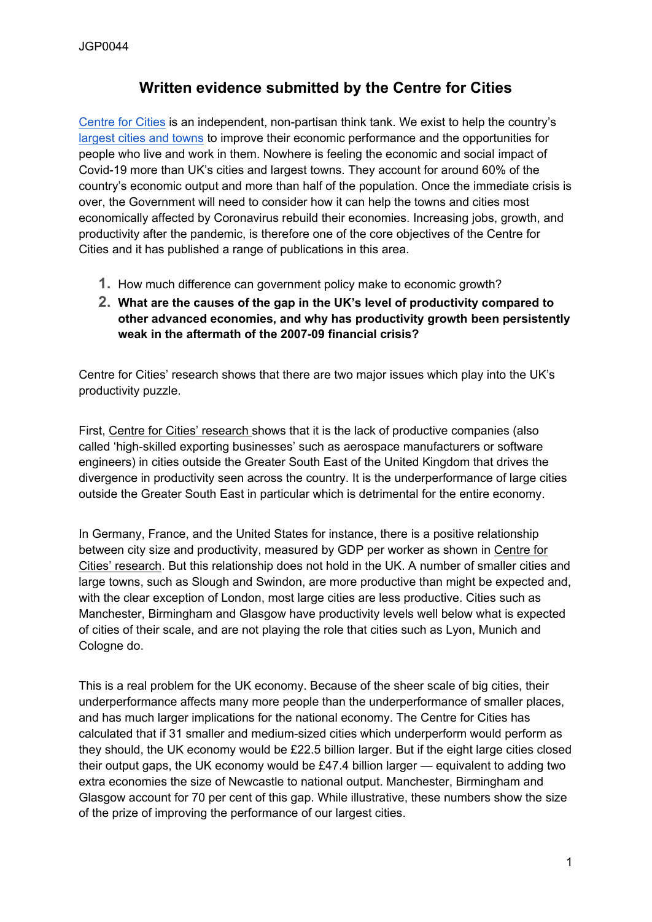JGP0044

# Written evidence submitted by the Centre for Cities

Centre for Cities is an independent, non-partisan think tank. We exist to help the country's largest cities and towns to improve their economic performance and the opportunities for people who live and work in them. Nowhere is feeling the economic and social impact of Covid-19 more than UK's cities and largest towns. They account for around 60% of the country's economic output and more than half of the population. Once the immediate crisis is over, the Government will need to consider how it can help the towns and cities most economically affected by Coronavirus rebuild their economies. Increasing jobs, growth, and productivity after the pandemic, is therefore one of the core objectives of the Centre for Cities and it has published a range of publications in this area.

1. How much difference can government policy make to economic growth?
2. **What are the causes of the gap in the UK's level of productivity compared to other advanced economies, and why has productivity growth been persistently weak in the aftermath of the 2007-09 financial crisis?**

Centre for Cities' research shows that there are two major issues which play into the UK's productivity puzzle.

First, Centre for Cities' research shows that it is the lack of productive companies (also called 'high-skilled exporting businesses' such as aerospace manufacturers or software engineers) in cities outside the Greater South East of the United Kingdom that drives the divergence in productivity seen across the country. It is the underperformance of large cities outside the Greater South East in particular which is detrimental for the entire economy.

In Germany, France, and the United States for instance, there is a positive relationship between city size and productivity, measured by GDP per worker as shown in Centre for Cities' research. But this relationship does not hold in the UK. A number of smaller cities and large towns, such as Slough and Swindon, are more productive than might be expected and, with the clear exception of London, most large cities are less productive. Cities such as Manchester, Birmingham and Glasgow have productivity levels well below what is expected of cities of their scale, and are not playing the role that cities such as Lyon, Munich and Cologne do.

This is a real problem for the UK economy. Because of the sheer scale of big cities, their underperformance affects many more people than the underperformance of smaller places, and has much larger implications for the national economy. The Centre for Cities has calculated that if 31 smaller and medium-sized cities which underperform would perform as they should, the UK economy would be £22.5 billion larger. But if the eight large cities closed their output gaps, the UK economy would be £47.4 billion larger — equivalent to adding two extra economies the size of Newcastle to national output. Manchester, Birmingham and Glasgow account for 70 per cent of this gap. While illustrative, these numbers show the size of the prize of improving the performance of our largest cities.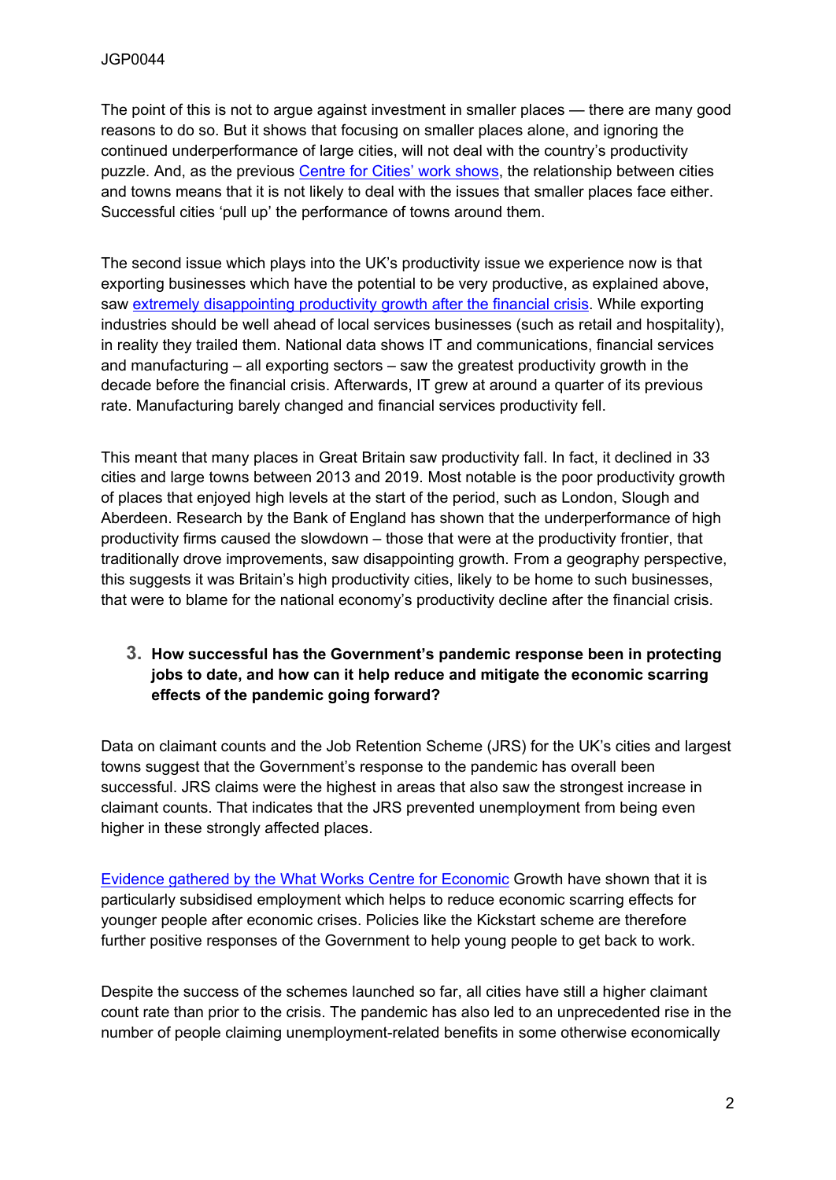The point of this is not to argue against investment in smaller places — there are many good reasons to do so. But it shows that focusing on smaller places alone, and ignoring the continued underperformance of large cities, will not deal with the country's productivity puzzle. And, as the previous Centre for Cities' work shows, the relationship between cities and towns means that it is not likely to deal with the issues that smaller places face either. Successful cities 'pull up' the performance of towns around them.

The second issue which plays into the UK's productivity issue we experience now is that exporting businesses which have the potential to be very productive, as explained above, saw extremely disappointing productivity growth after the financial crisis. While exporting industries should be well ahead of local services businesses (such as retail and hospitality), in reality they trailed them. National data shows IT and communications, financial services and manufacturing – all exporting sectors – saw the greatest productivity growth in the decade before the financial crisis. Afterwards, IT grew at around a quarter of its previous rate. Manufacturing barely changed and financial services productivity fell.

This meant that many places in Great Britain saw productivity fall. In fact, it declined in 33 cities and large towns between 2013 and 2019. Most notable is the poor productivity growth of places that enjoyed high levels at the start of the period, such as London, Slough and Aberdeen. Research by the Bank of England has shown that the underperformance of high productivity firms caused the slowdown – those that were at the productivity frontier, that traditionally drove improvements, saw disappointing growth. From a geography perspective, this suggests it was Britain's high productivity cities, likely to be home to such businesses, that were to blame for the national economy's productivity decline after the financial crisis.

3. **How successful has the Government's pandemic response been in protecting jobs to date, and how can it help reduce and mitigate the economic scarring effects of the pandemic going forward?**

Data on claimant counts and the Job Retention Scheme (JRS) for the UK's cities and largest towns suggest that the Government's response to the pandemic has overall been successful. JRS claims were the highest in areas that also saw the strongest increase in claimant counts. That indicates that the JRS prevented unemployment from being even higher in these strongly affected places.

Evidence gathered by the What Works Centre for Economic Growth have shown that it is particularly subsidised employment which helps to reduce economic scarring effects for younger people after economic crises. Policies like the Kickstart scheme are therefore further positive responses of the Government to help young people to get back to work.

Despite the success of the schemes launched so far, all cities have still a higher claimant count rate than prior to the crisis. The pandemic has also led to an unprecedented rise in the number of people claiming unemployment-related benefits in some otherwise economically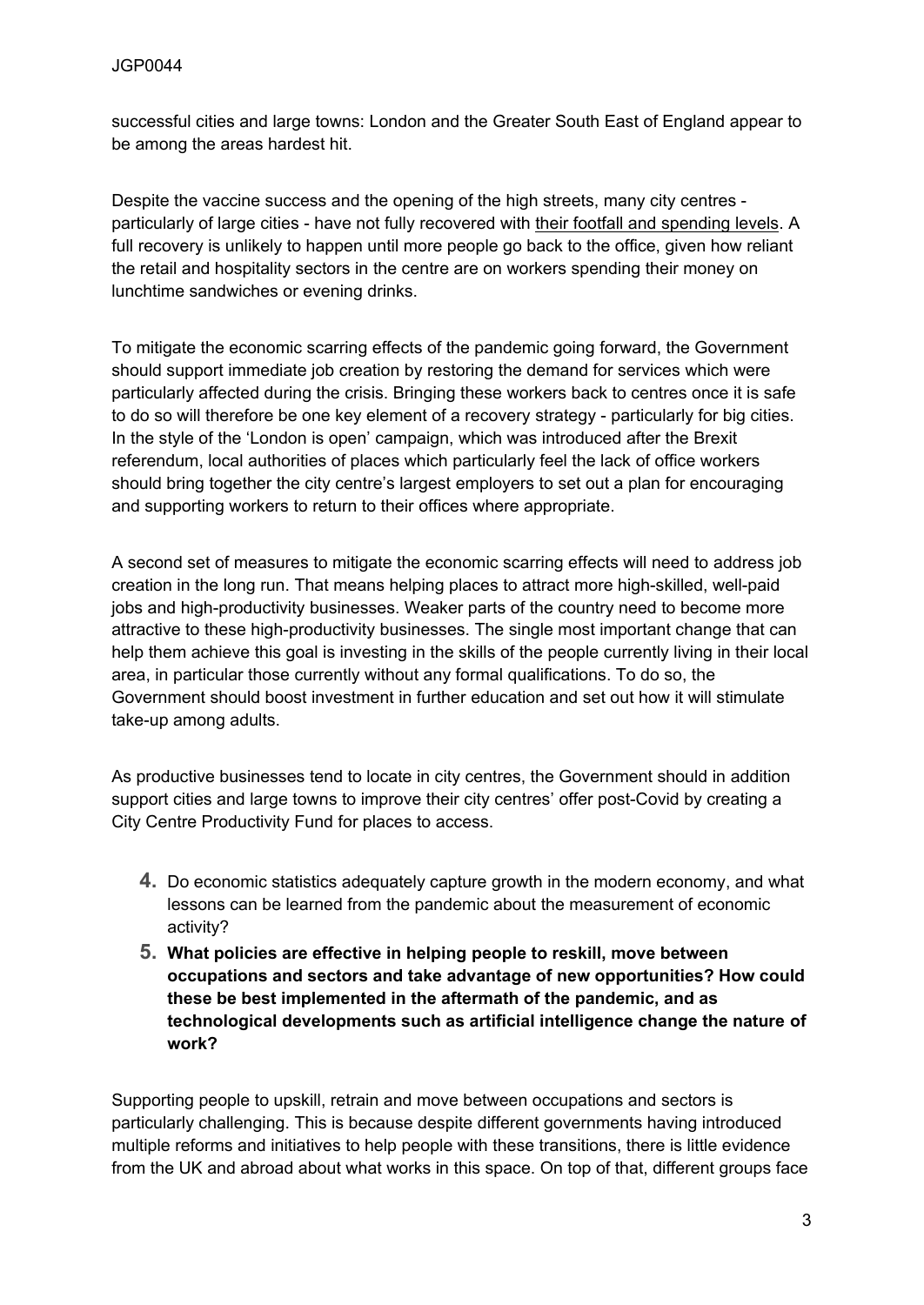successful cities and large towns: London and the Greater South East of England appear to be among the areas hardest hit.

Despite the vaccine success and the opening of the high streets, many city centres - particularly of large cities - have not fully recovered with their footfall and spending levels. A full recovery is unlikely to happen until more people go back to the office, given how reliant the retail and hospitality sectors in the centre are on workers spending their money on lunchtime sandwiches or evening drinks.

To mitigate the economic scarring effects of the pandemic going forward, the Government should support immediate job creation by restoring the demand for services which were particularly affected during the crisis. Bringing these workers back to centres once it is safe to do so will therefore be one key element of a recovery strategy - particularly for big cities. In the style of the 'London is open' campaign, which was introduced after the Brexit referendum, local authorities of places which particularly feel the lack of office workers should bring together the city centre's largest employers to set out a plan for encouraging and supporting workers to return to their offices where appropriate.

A second set of measures to mitigate the economic scarring effects will need to address job creation in the long run. That means helping places to attract more high-skilled, well-paid jobs and high-productivity businesses. Weaker parts of the country need to become more attractive to these high-productivity businesses. The single most important change that can help them achieve this goal is investing in the skills of the people currently living in their local area, in particular those currently without any formal qualifications. To do so, the Government should boost investment in further education and set out how it will stimulate take-up among adults.

As productive businesses tend to locate in city centres, the Government should in addition support cities and large towns to improve their city centres' offer post-Covid by creating a City Centre Productivity Fund for places to access.

4. Do economic statistics adequately capture growth in the modern economy, and what lessons can be learned from the pandemic about the measurement of economic activity?
5. **What policies are effective in helping people to reskill, move between occupations and sectors and take advantage of new opportunities? How could these be best implemented in the aftermath of the pandemic, and as technological developments such as artificial intelligence change the nature of work?**

Supporting people to upskill, retrain and move between occupations and sectors is particularly challenging. This is because despite different governments having introduced multiple reforms and initiatives to help people with these transitions, there is little evidence from the UK and abroad about what works in this space. On top of that, different groups face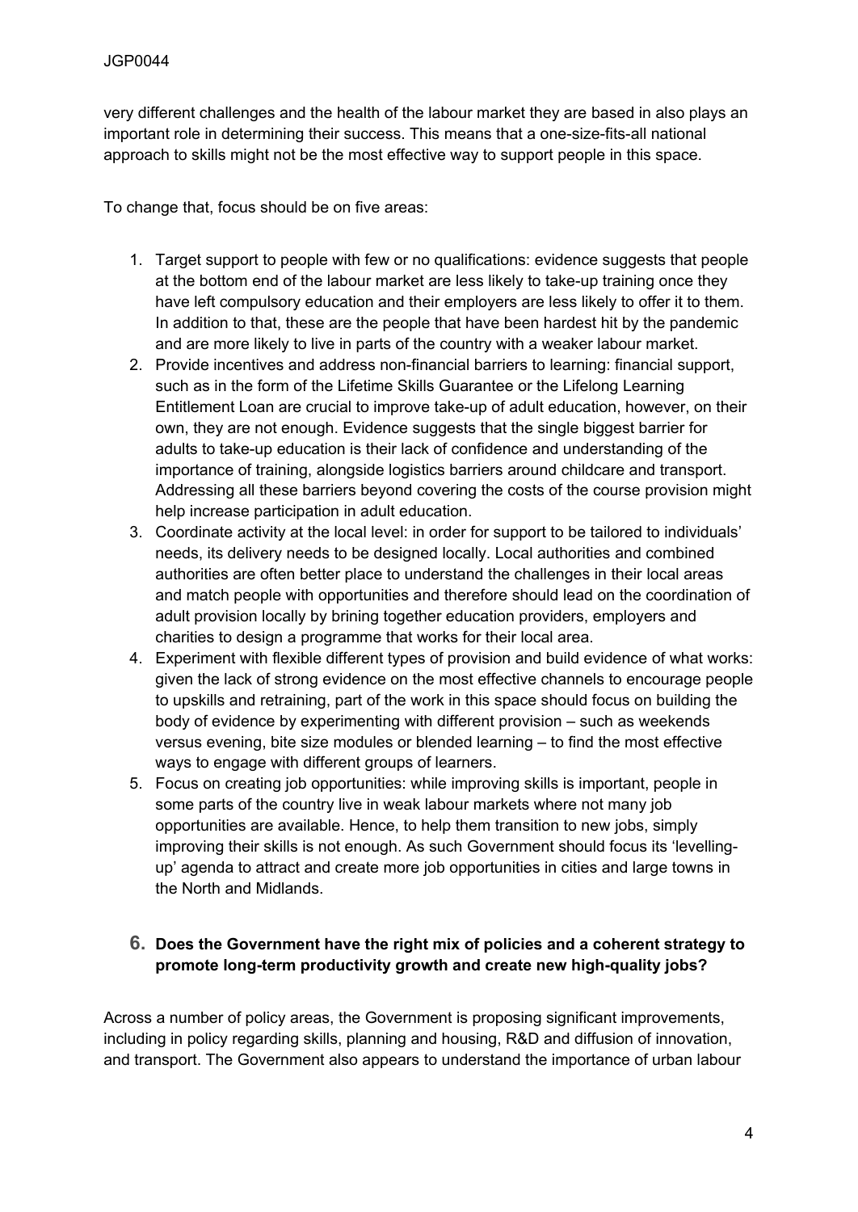very different challenges and the health of the labour market they are based in also plays an important role in determining their success. This means that a one-size-fits-all national approach to skills might not be the most effective way to support people in this space.

To change that, focus should be on five areas:

1. Target support to people with few or no qualifications: evidence suggests that people at the bottom end of the labour market are less likely to take-up training once they have left compulsory education and their employers are less likely to offer it to them. In addition to that, these are the people that have been hardest hit by the pandemic and are more likely to live in parts of the country with a weaker labour market.
2. Provide incentives and address non-financial barriers to learning: financial support, such as in the form of the Lifetime Skills Guarantee or the Lifelong Learning Entitlement Loan are crucial to improve take-up of adult education, however, on their own, they are not enough. Evidence suggests that the single biggest barrier for adults to take-up education is their lack of confidence and understanding of the importance of training, alongside logistics barriers around childcare and transport. Addressing all these barriers beyond covering the costs of the course provision might help increase participation in adult education.
3. Coordinate activity at the local level: in order for support to be tailored to individuals' needs, its delivery needs to be designed locally. Local authorities and combined authorities are often better place to understand the challenges in their local areas and match people with opportunities and therefore should lead on the coordination of adult provision locally by brining together education providers, employers and charities to design a programme that works for their local area.
4. Experiment with flexible different types of provision and build evidence of what works: given the lack of strong evidence on the most effective channels to encourage people to upskills and retraining, part of the work in this space should focus on building the body of evidence by experimenting with different provision – such as weekends versus evening, bite size modules or blended learning – to find the most effective ways to engage with different groups of learners.
5. Focus on creating job opportunities: while improving skills is important, people in some parts of the country live in weak labour markets where not many job opportunities are available. Hence, to help them transition to new jobs, simply improving their skills is not enough. As such Government should focus its 'levelling-up' agenda to attract and create more job opportunities in cities and large towns in the North and Midlands.

### 6. Does the Government have the right mix of policies and a coherent strategy to promote long-term productivity growth and create new high-quality jobs?

Across a number of policy areas, the Government is proposing significant improvements, including in policy regarding skills, planning and housing, R&D and diffusion of innovation, and transport. The Government also appears to understand the importance of urban labour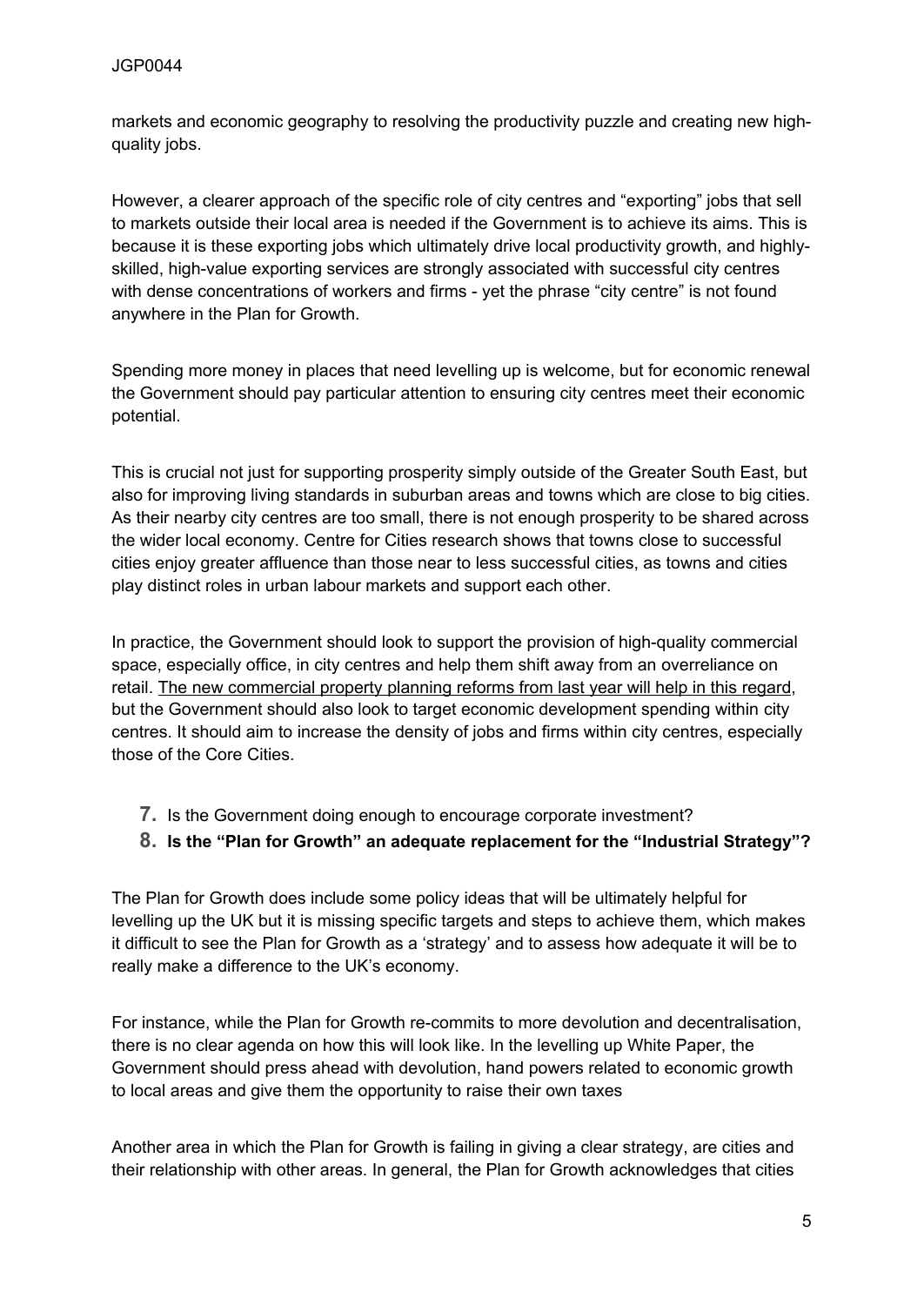markets and economic geography to resolving the productivity puzzle and creating new high-quality jobs.

However, a clearer approach of the specific role of city centres and "exporting" jobs that sell to markets outside their local area is needed if the Government is to achieve its aims. This is because it is these exporting jobs which ultimately drive local productivity growth, and highly-skilled, high-value exporting services are strongly associated with successful city centres with dense concentrations of workers and firms - yet the phrase "city centre" is not found anywhere in the Plan for Growth.

Spending more money in places that need levelling up is welcome, but for economic renewal the Government should pay particular attention to ensuring city centres meet their economic potential.

This is crucial not just for supporting prosperity simply outside of the Greater South East, but also for improving living standards in suburban areas and towns which are close to big cities. As their nearby city centres are too small, there is not enough prosperity to be shared across the wider local economy. Centre for Cities research shows that towns close to successful cities enjoy greater affluence than those near to less successful cities, as towns and cities play distinct roles in urban labour markets and support each other.

In practice, the Government should look to support the provision of high-quality commercial space, especially office, in city centres and help them shift away from an overreliance on retail. The new commercial property planning reforms from last year will help in this regard, but the Government should also look to target economic development spending within city centres. It should aim to increase the density of jobs and firms within city centres, especially those of the Core Cities.

7. Is the Government doing enough to encourage corporate investment?
8. **Is the "Plan for Growth" an adequate replacement for the "Industrial Strategy"?**

The Plan for Growth does include some policy ideas that will be ultimately helpful for levelling up the UK but it is missing specific targets and steps to achieve them, which makes it difficult to see the Plan for Growth as a 'strategy' and to assess how adequate it will be to really make a difference to the UK's economy.

For instance, while the Plan for Growth re-commits to more devolution and decentralisation, there is no clear agenda on how this will look like. In the levelling up White Paper, the Government should press ahead with devolution, hand powers related to economic growth to local areas and give them the opportunity to raise their own taxes

Another area in which the Plan for Growth is failing in giving a clear strategy, are cities and their relationship with other areas. In general, the Plan for Growth acknowledges that cities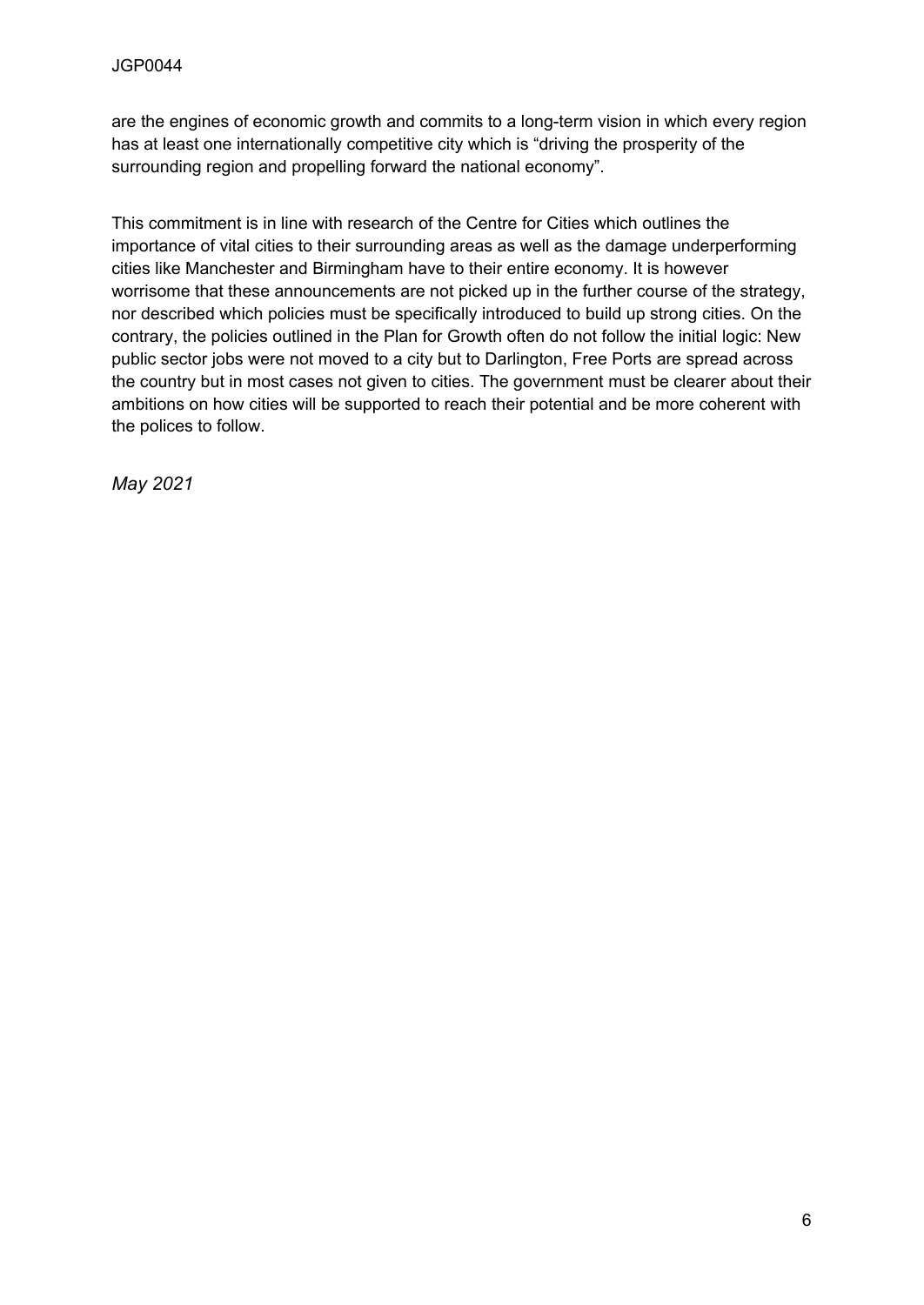are the engines of economic growth and commits to a long-term vision in which every region has at least one internationally competitive city which is "driving the prosperity of the surrounding region and propelling forward the national economy".

This commitment is in line with research of the Centre for Cities which outlines the importance of vital cities to their surrounding areas as well as the damage underperforming cities like Manchester and Birmingham have to their entire economy. It is however worrisome that these announcements are not picked up in the further course of the strategy, nor described which policies must be specifically introduced to build up strong cities. On the contrary, the policies outlined in the Plan for Growth often do not follow the initial logic: New public sector jobs were not moved to a city but to Darlington, Free Ports are spread across the country but in most cases not given to cities. The government must be clearer about their ambitions on how cities will be supported to reach their potential and be more coherent with the polices to follow.

*May 2021*